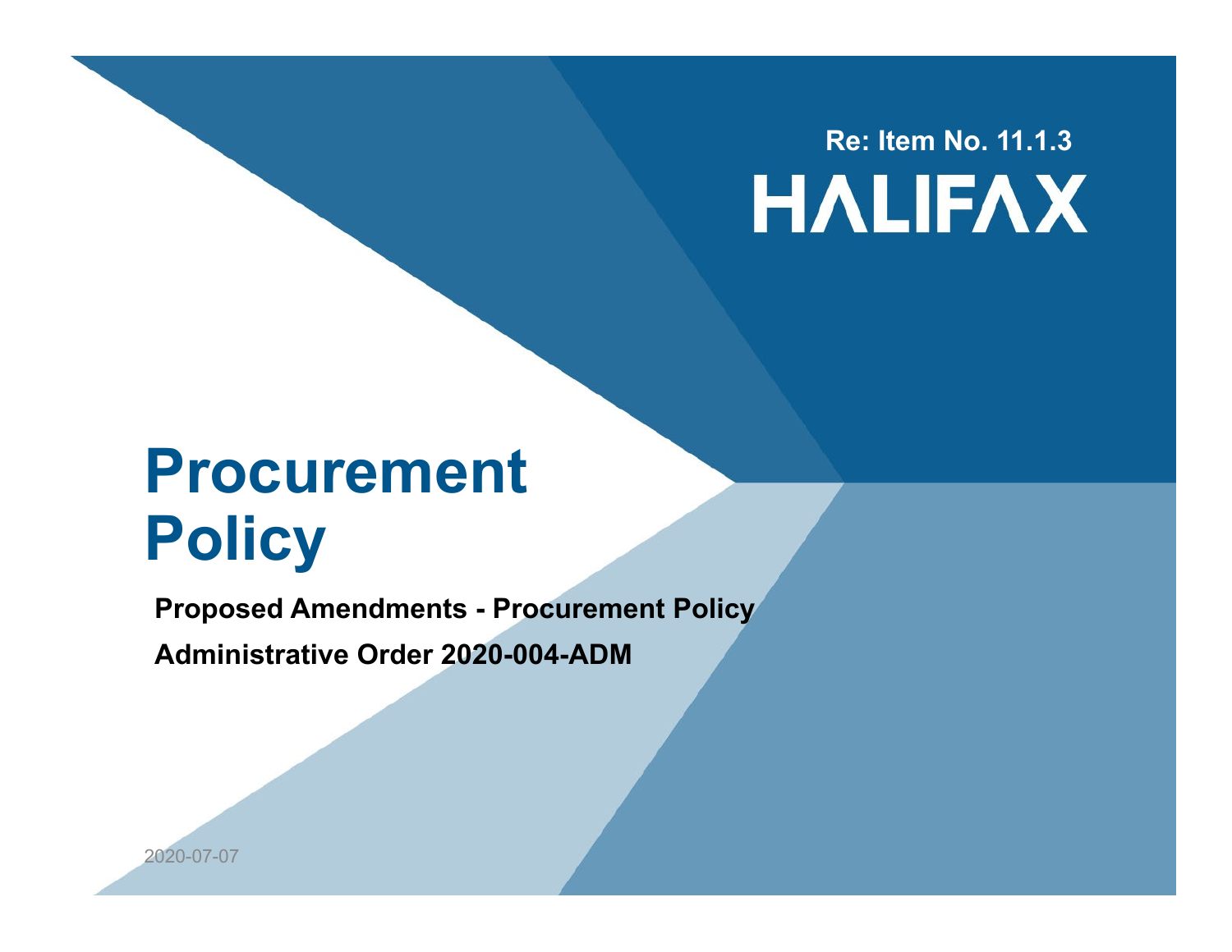Re: Item No. 11.1.3

HALIFAX

# Procurement Policy

**Proposed Amendments - Procurement Policy**

**Administrative Order 2020-004-ADM**

2020-07-07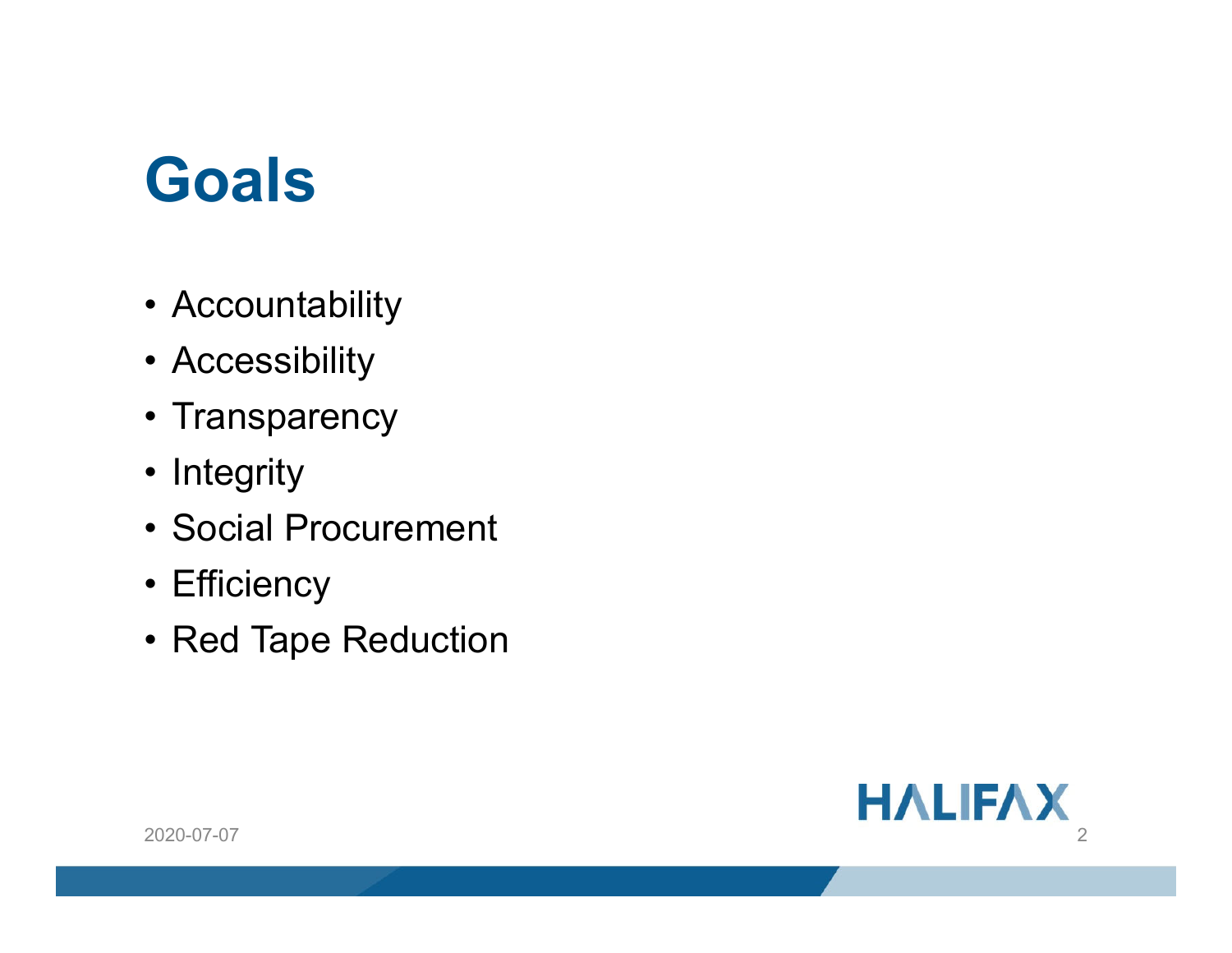# Goals

- Accountability
- Accessibility
- Transparency
- Integrity
- Social Procurement
- Efficiency
- Red Tape Reduction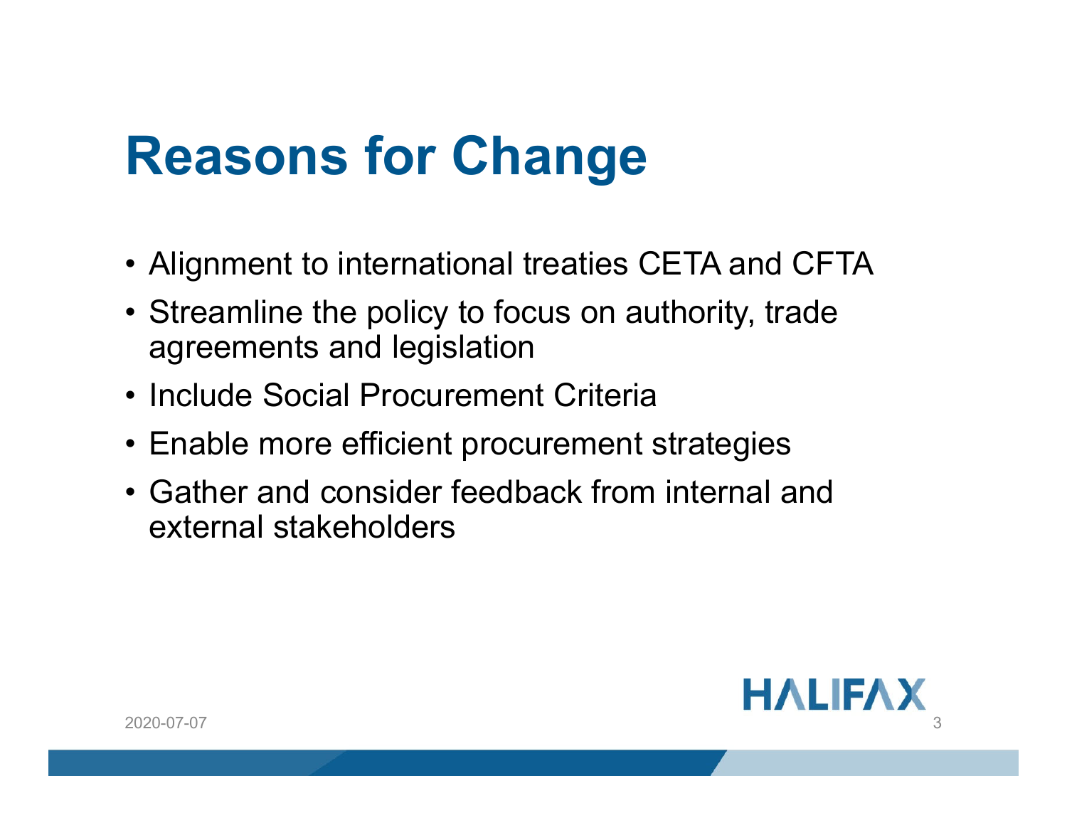# Reasons for Change

- Alignment to international treaties CETA and CFTA
- Streamline the policy to focus on authority, trade agreements and legislation
- Include Social Procurement Criteria
- Enable more efficient procurement strategies
- Gather and consider feedback from internal and external stakeholders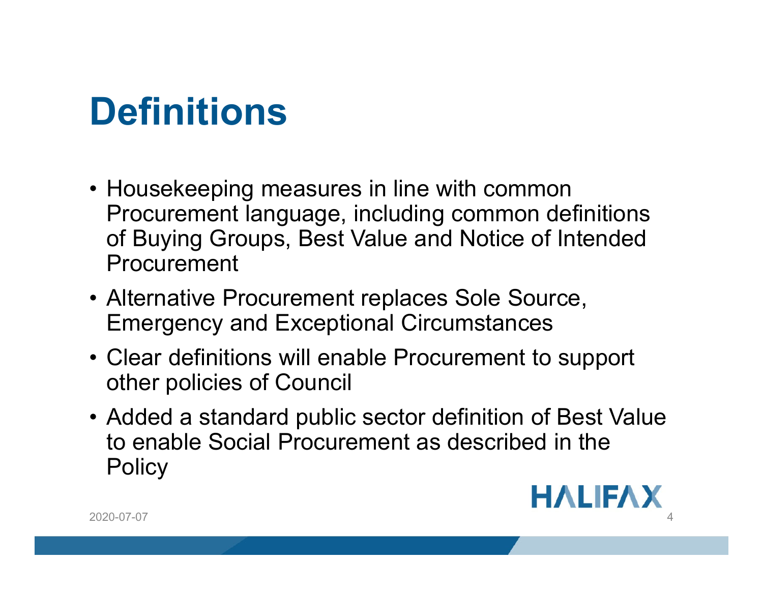# Definitions

- Housekeeping measures in line with common Procurement language, including common definitions of Buying Groups, Best Value and Notice of Intended Procurement
- Alternative Procurement replaces Sole Source, Emergency and Exceptional Circumstances
- Clear definitions will enable Procurement to support other policies of Council
- Added a standard public sector definition of Best Value to enable Social Procurement as described in the Policy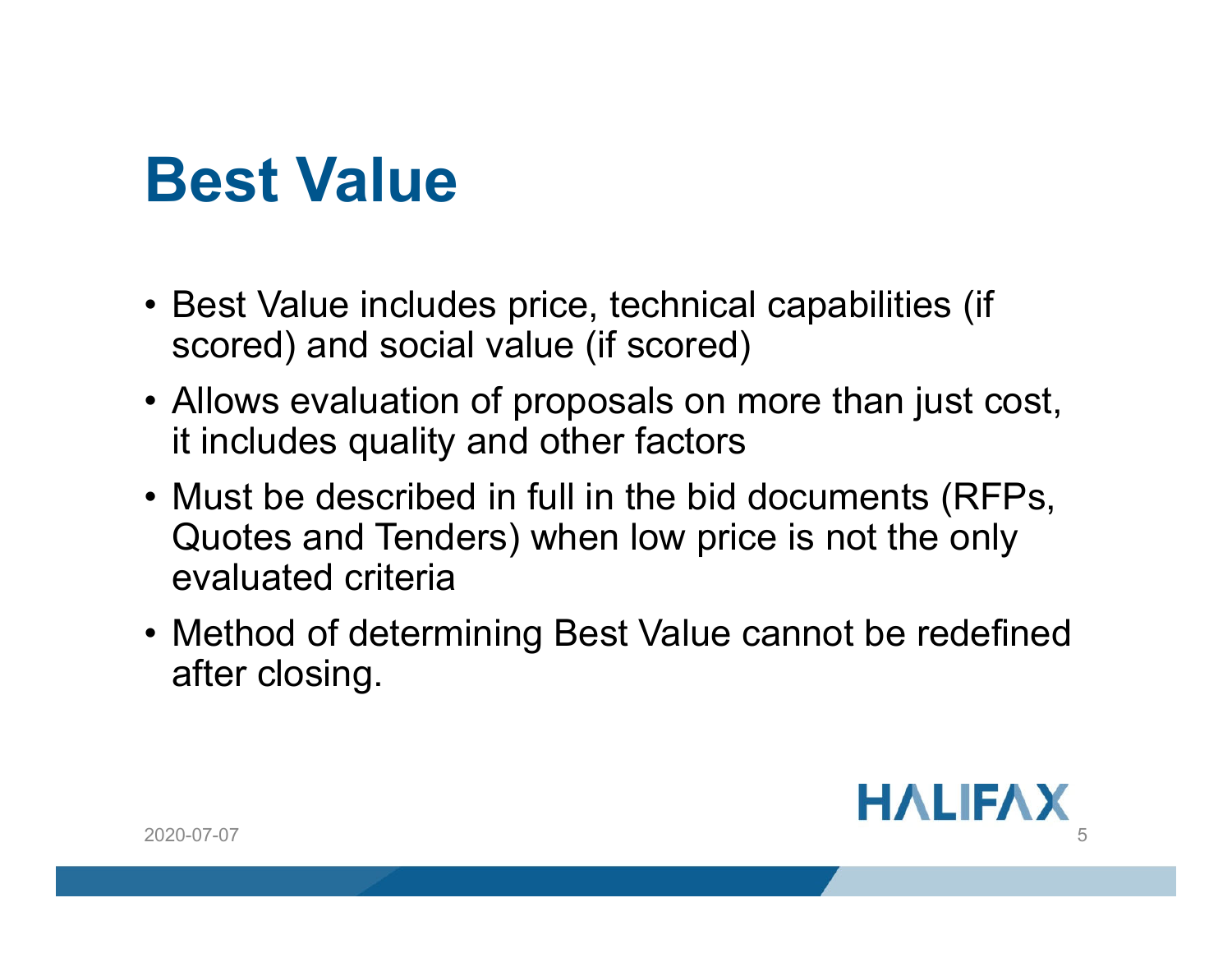# Best Value

- Best Value includes price, technical capabilities (if scored) and social value (if scored)
- Allows evaluation of proposals on more than just cost, it includes quality and other factors
- Must be described in full in the bid documents (RFPs, Quotes and Tenders) when low price is not the only evaluated criteria
- Method of determining Best Value cannot be redefined after closing.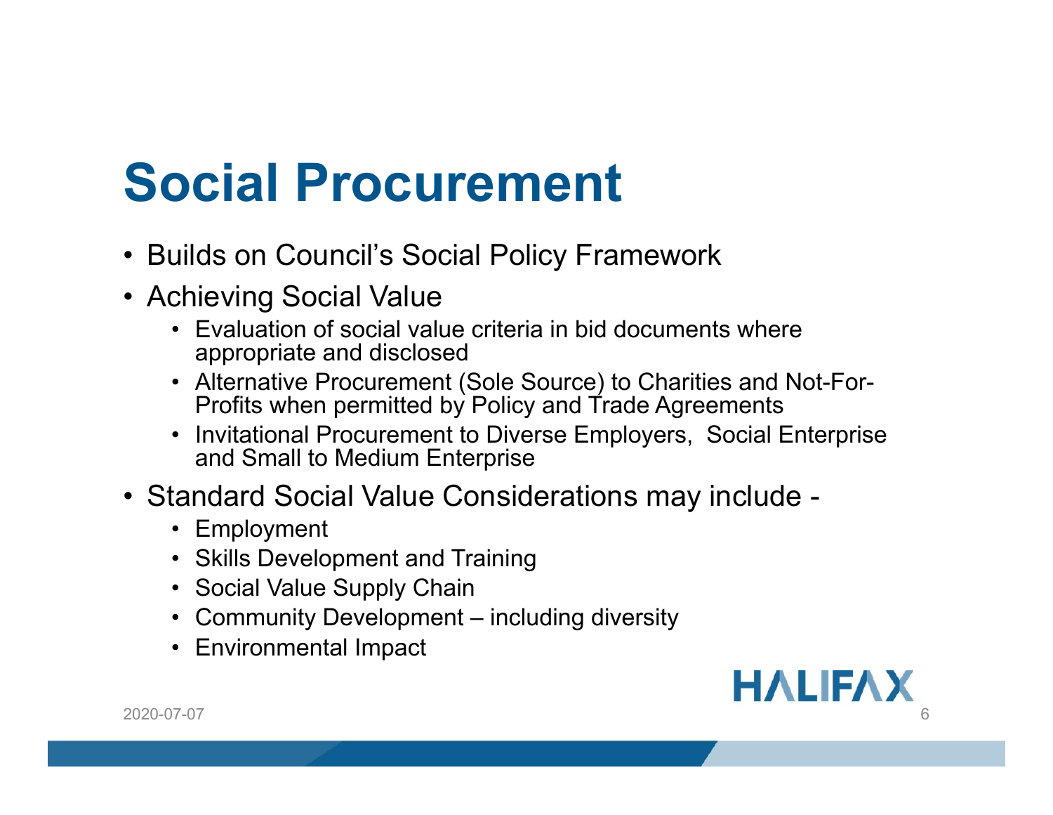# Social Procurement

- Builds on Council's Social Policy Framework
- Achieving Social Value
  - Evaluation of social value criteria in bid documents where appropriate and disclosed
  - Alternative Procurement (Sole Source) to Charities and Not-For-Profits when permitted by Policy and Trade Agreements
  - Invitational Procurement to Diverse Employers, Social Enterprise and Small to Medium Enterprise
- Standard Social Value Considerations may include -
  - Employment
  - Skills Development and Training
  - Social Value Supply Chain
  - Community Development – including diversity
  - Environmental Impact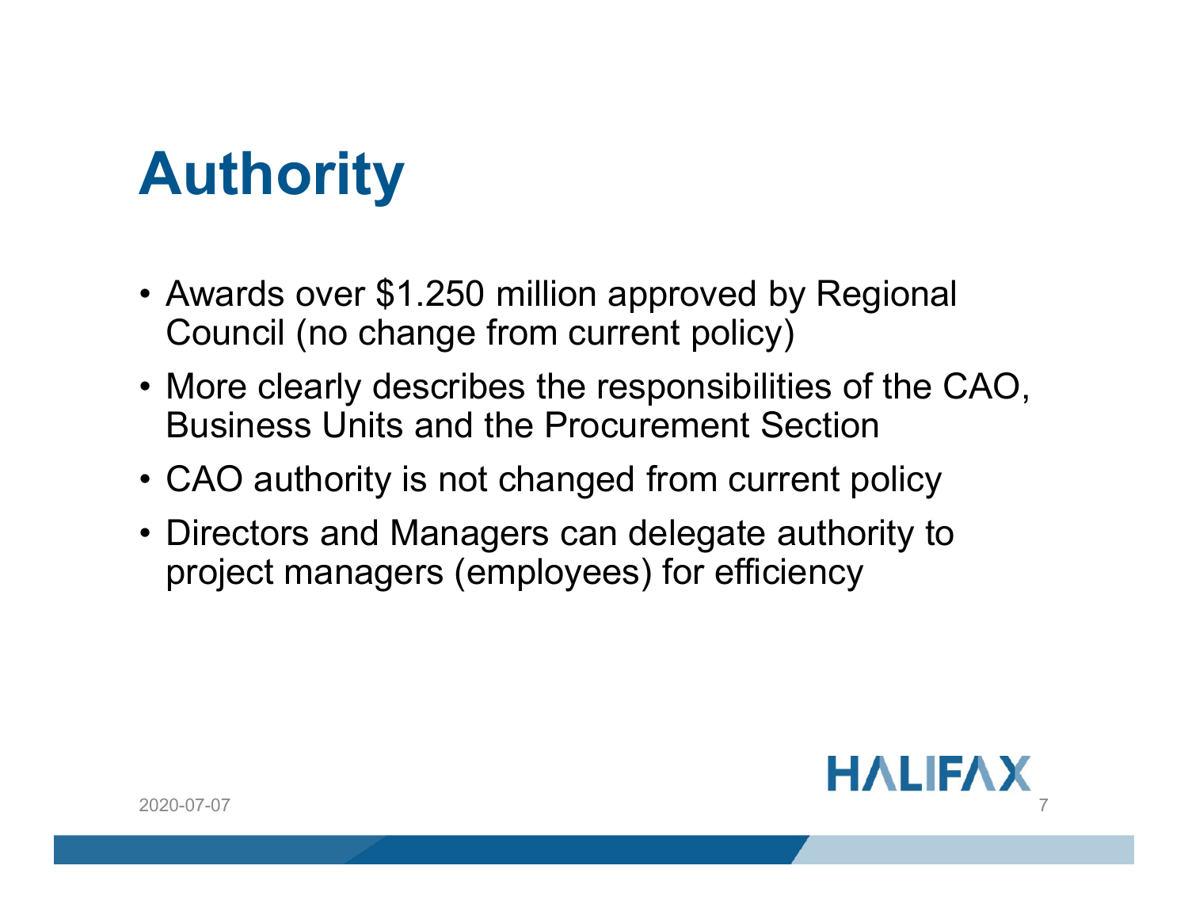# Authority

- Awards over $1.250 million approved by Regional Council (no change from current policy)
- More clearly describes the responsibilities of the CAO, Business Units and the Procurement Section
- CAO authority is not changed from current policy
- Directors and Managers can delegate authority to project managers (employees) for efficiency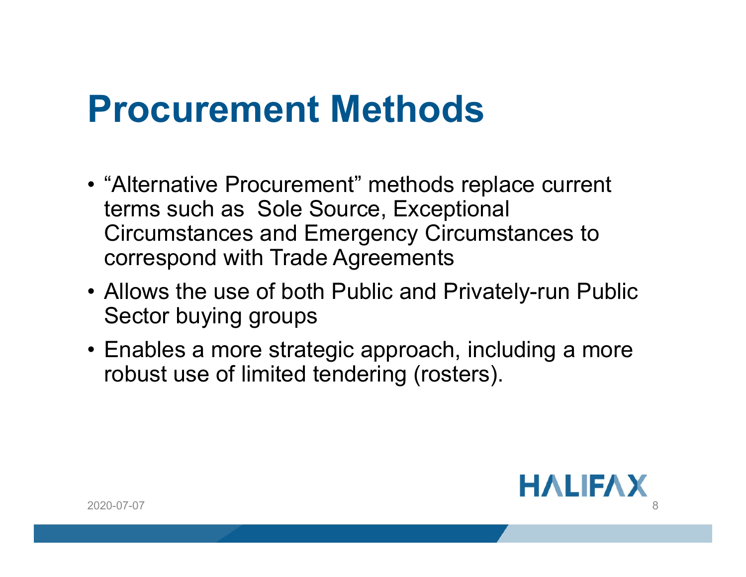# Procurement Methods

- "Alternative Procurement" methods replace current terms such as  Sole Source, Exceptional Circumstances and Emergency Circumstances to correspond with Trade Agreements
- Allows the use of both Public and Privately-run Public Sector buying groups
- Enables a more strategic approach, including a more robust use of limited tendering (rosters).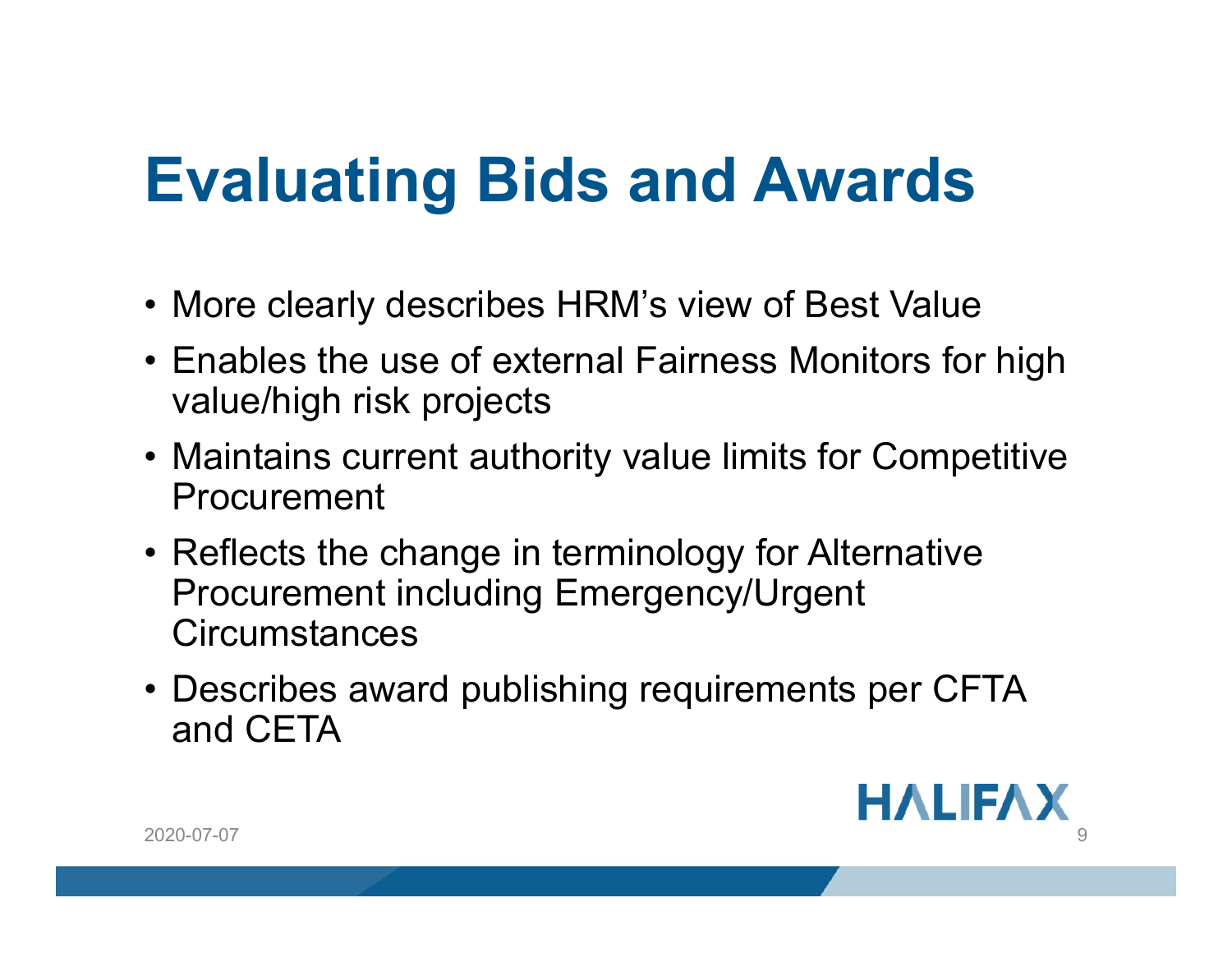# Evaluating Bids and Awards

- More clearly describes HRM's view of Best Value
- Enables the use of external Fairness Monitors for high value/high risk projects
- Maintains current authority value limits for Competitive Procurement
- Reflects the change in terminology for Alternative Procurement including Emergency/Urgent Circumstances
- Describes award publishing requirements per CFTA and CETA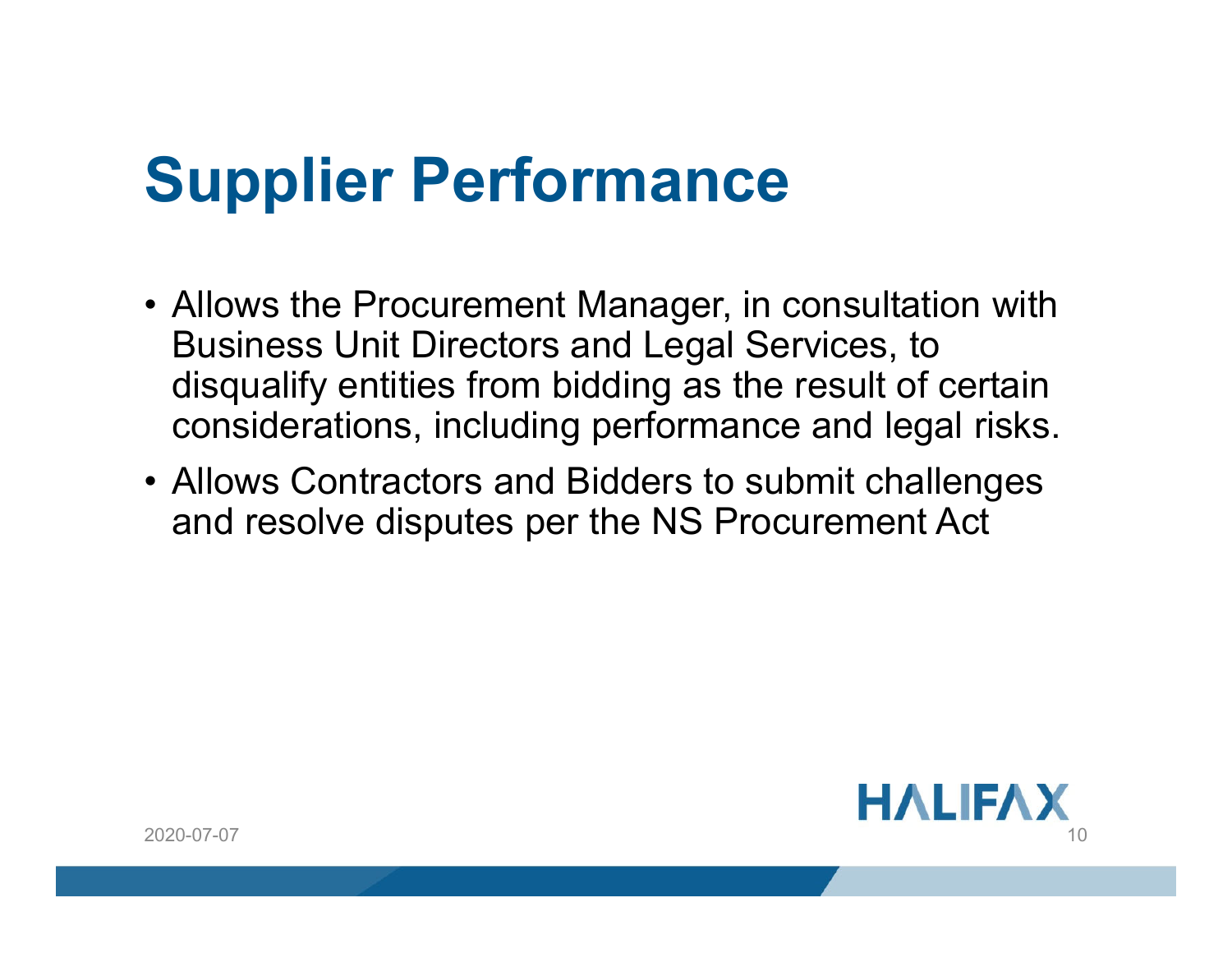# Supplier Performance

- Allows the Procurement Manager, in consultation with Business Unit Directors and Legal Services, to disqualify entities from bidding as the result of certain considerations, including performance and legal risks.
- Allows Contractors and Bidders to submit challenges and resolve disputes per the NS Procurement Act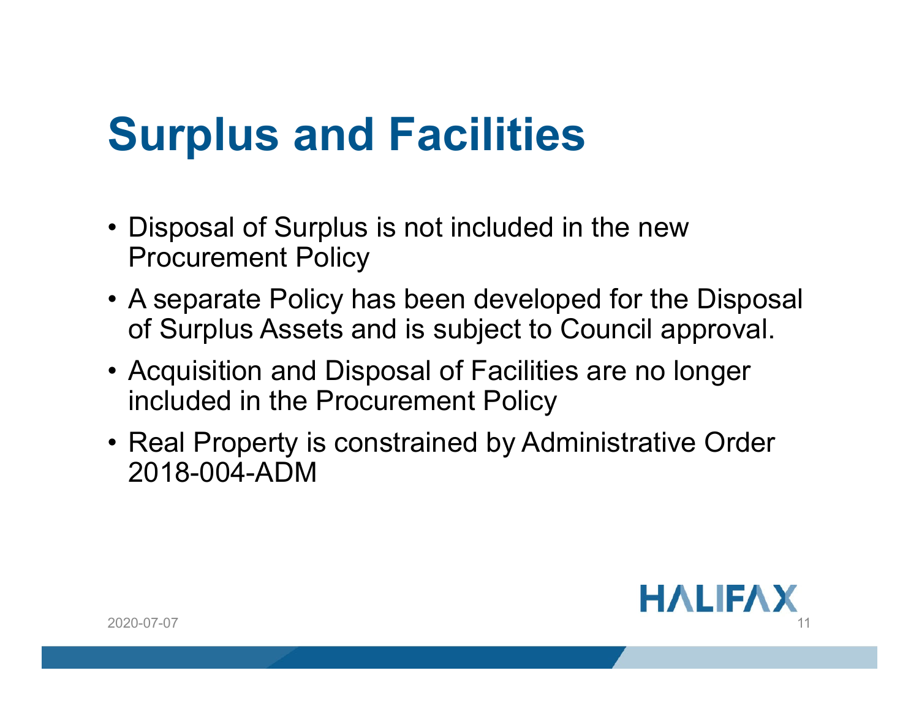# Surplus and Facilities

- Disposal of Surplus is not included in the new Procurement Policy
- A separate Policy has been developed for the Disposal of Surplus Assets and is subject to Council approval.
- Acquisition and Disposal of Facilities are no longer included in the Procurement Policy
- Real Property is constrained by Administrative Order 2018-004-ADM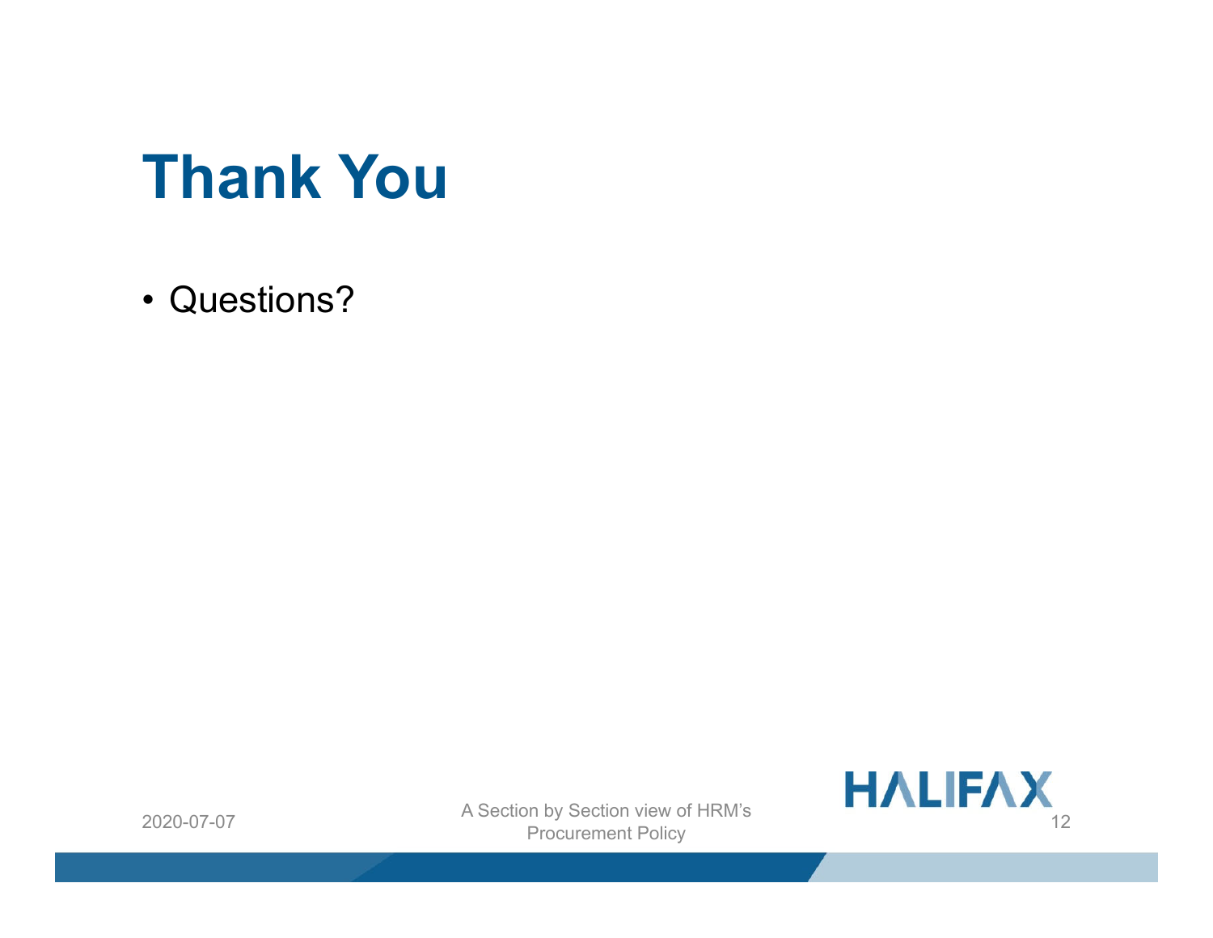# Thank You

- Questions?